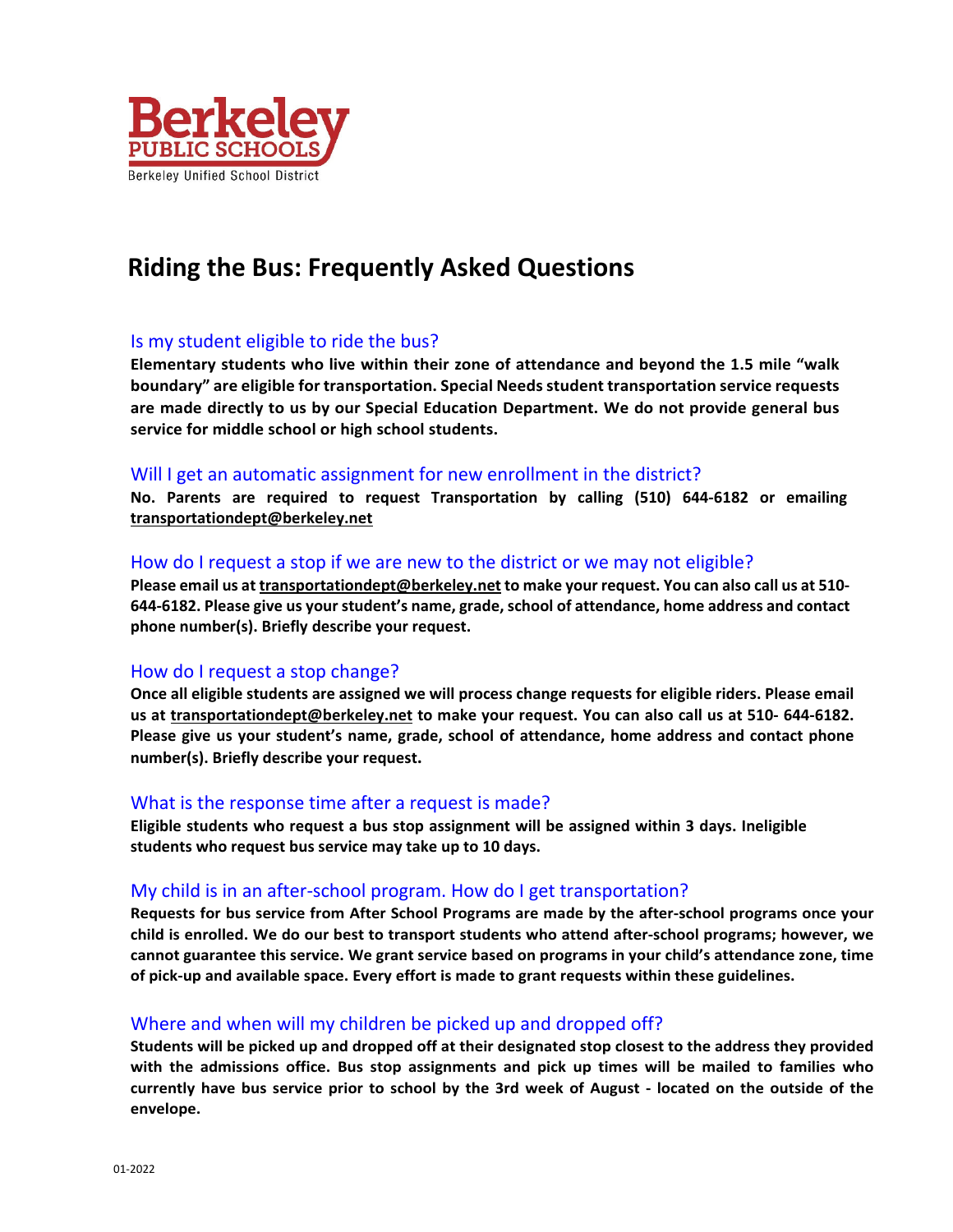Berkeley PUBLIC SCHOOLS
Berkeley Unified School District

# Riding the Bus: Frequently Asked Questions

## Is my student eligible to ride the bus?

**Elementary students who live within their zone of attendance and beyond the 1.5 mile "walk boundary" are eligible for transportation. Special Needs student transportation service requests are made directly to us by our Special Education Department. We do not provide general bus service for middle school or high school students.**

## Will I get an automatic assignment for new enrollment in the district?

**No. Parents are required to request Transportation by calling (510) 644-6182 or emailing transportationdept@berkeley.net**

## How do I request a stop if we are new to the district or we may not eligible?

**Please email us at transportationdept@berkeley.net to make your request. You can also call us at 510-644-6182. Please give us your student's name, grade, school of attendance, home address and contact phone number(s). Briefly describe your request.**

## How do I request a stop change?

**Once all eligible students are assigned we will process change requests for eligible riders. Please email us at transportationdept@berkeley.net to make your request. You can also call us at 510- 644-6182. Please give us your student's name, grade, school of attendance, home address and contact phone number(s). Briefly describe your request.**

## What is the response time after a request is made?

**Eligible students who request a bus stop assignment will be assigned within 3 days. Ineligible students who request bus service may take up to 10 days.**

## My child is in an after-school program. How do I get transportation?

**Requests for bus service from After School Programs are made by the after-school programs once your child is enrolled. We do our best to transport students who attend after-school programs; however, we cannot guarantee this service. We grant service based on programs in your child's attendance zone, time of pick-up and available space. Every effort is made to grant requests within these guidelines.**

## Where and when will my children be picked up and dropped off?

**Students will be picked up and dropped off at their designated stop closest to the address they provided with the admissions office. Bus stop assignments and pick up times will be mailed to families who currently have bus service prior to school by the 3rd week of August - located on the outside of the envelope.**

01-2022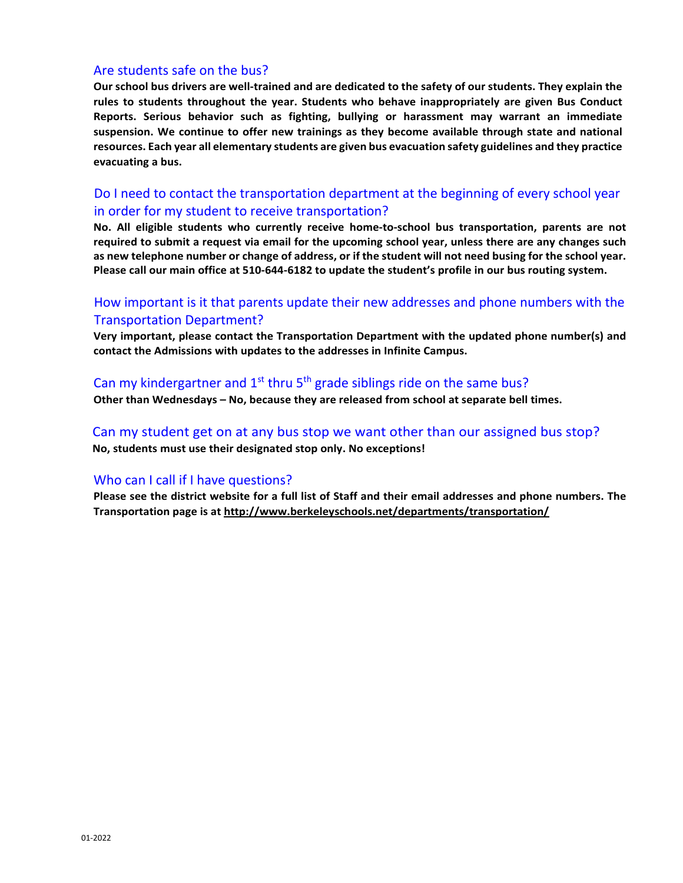### Are students safe on the bus?

**Our school bus drivers are well-trained and are dedicated to the safety of our students. They explain the rules to students throughout the year. Students who behave inappropriately are given Bus Conduct Reports. Serious behavior such as fighting, bullying or harassment may warrant an immediate suspension. We continue to offer new trainings as they become available through state and national resources. Each year all elementary students are given bus evacuation safety guidelines and they practice evacuating a bus.**

### Do I need to contact the transportation department at the beginning of every school year in order for my student to receive transportation?

**No. All eligible students who currently receive home-to-school bus transportation, parents are not required to submit a request via email for the upcoming school year, unless there are any changes such as new telephone number or change of address, or if the student will not need busing for the school year. Please call our main office at 510-644-6182 to update the student's profile in our bus routing system.**

### How important is it that parents update their new addresses and phone numbers with the Transportation Department?

**Very important, please contact the Transportation Department with the updated phone number(s) and contact the Admissions with updates to the addresses in Infinite Campus.**

### Can my kindergartner and 1st thru 5th grade siblings ride on the same bus?

**Other than Wednesdays – No, because they are released from school at separate bell times.**

### Can my student get on at any bus stop we want other than our assigned bus stop?

**No, students must use their designated stop only. No exceptions!**

### Who can I call if I have questions?

**Please see the district website for a full list of Staff and their email addresses and phone numbers. The Transportation page is at http://www.berkeleyschools.net/departments/transportation/**

01-2022